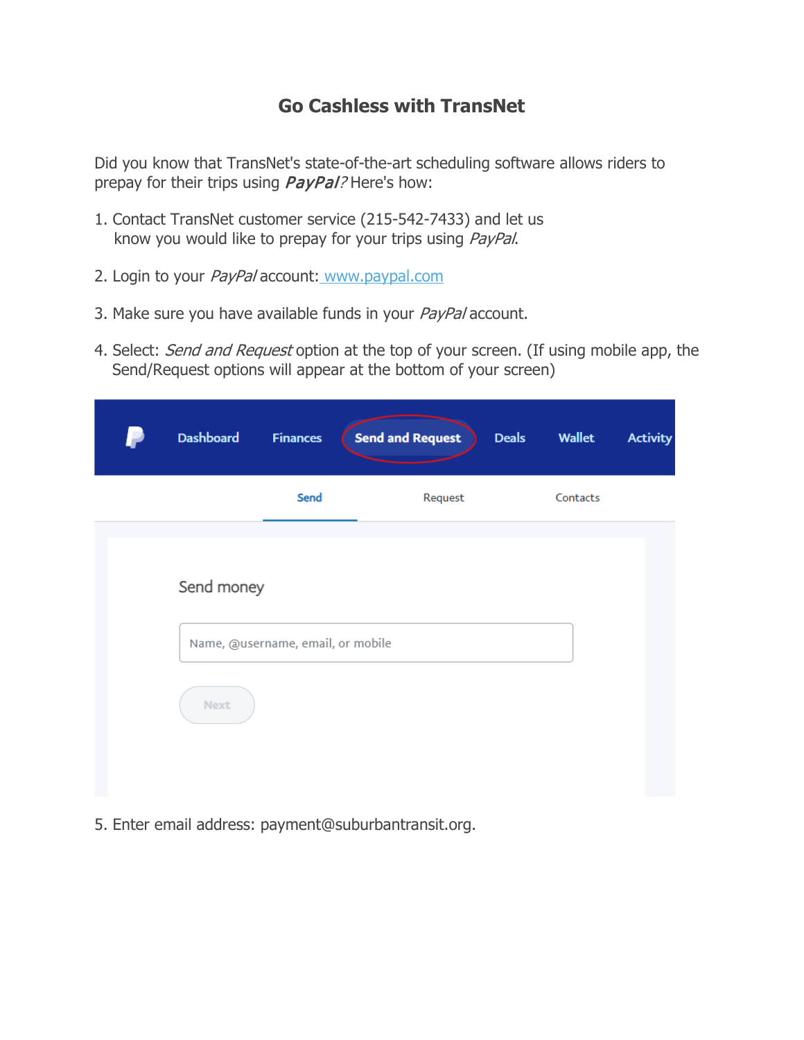# Go Cashless with TransNet

Did you know that TransNet's state-of-the-art scheduling software allows riders to prepay for their trips using *PayPal?* Here's how:

1. Contact TransNet customer service (215-542-7433) and let us know you would like to prepay for your trips using *PayPal*.

2. Login to your *PayPal* account: [www.paypal.com](http://www.paypal.com)

3. Make sure you have available funds in your *PayPal* account.

4. Select: *Send and Request* option at the top of your screen. (If using mobile app, the Send/Request options will appear at the bottom of your screen)

5. Enter email address: payment@suburbantransit.org.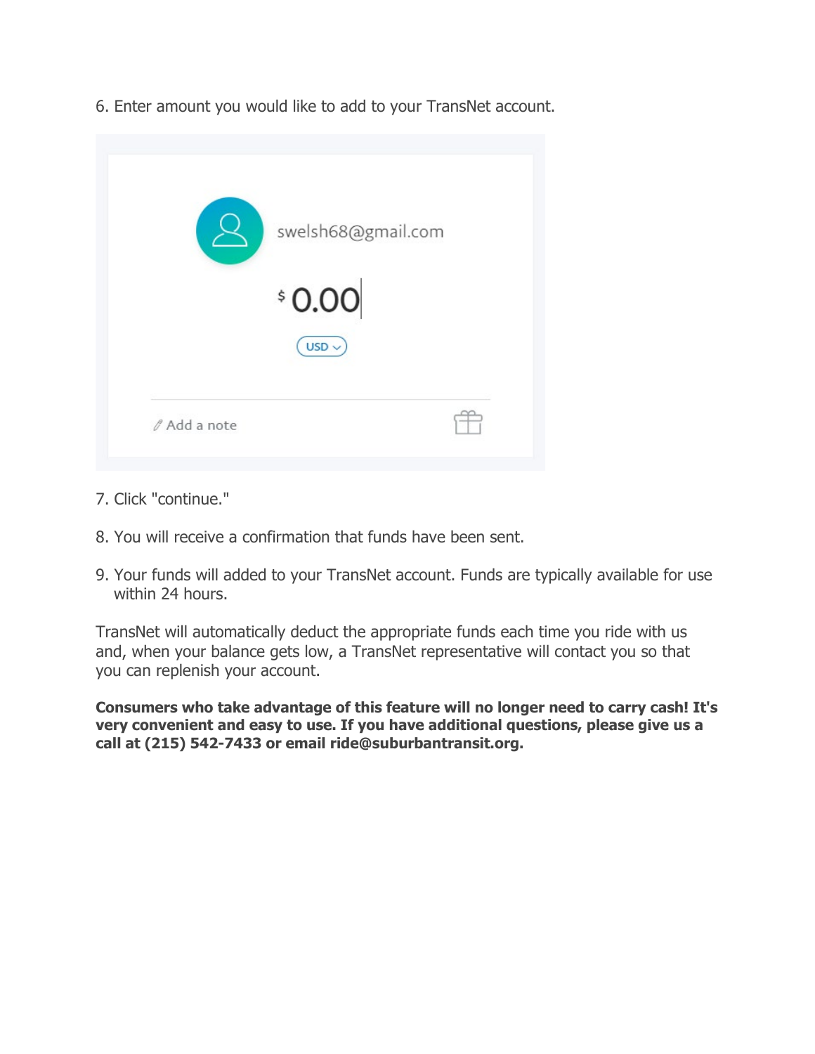6. Enter amount you would like to add to your TransNet account.

7. Click "continue."

8. You will receive a confirmation that funds have been sent.

9. Your funds will added to your TransNet account. Funds are typically available for use within 24 hours.

TransNet will automatically deduct the appropriate funds each time you ride with us and, when your balance gets low, a TransNet representative will contact you so that you can replenish your account.

**Consumers who take advantage of this feature will no longer need to carry cash! It's very convenient and easy to use. If you have additional questions, please give us a call at (215) 542-7433 or email ride@suburbantransit.org.**